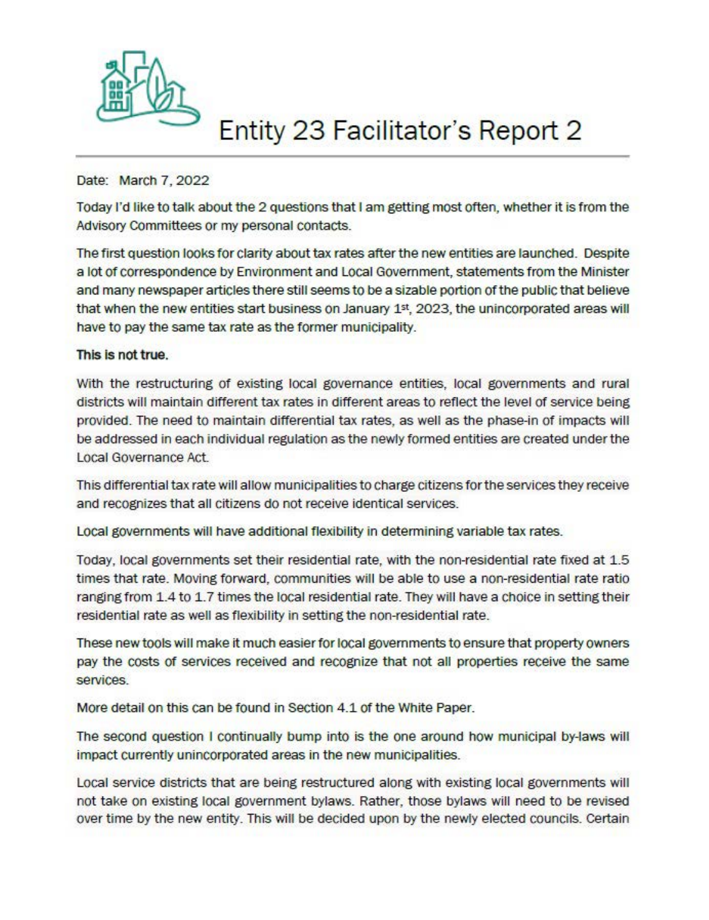# Entity 23 Facilitator's Report 2

Date: March 7, 2022

Today I'd like to talk about the 2 questions that I am getting most often, whether it is from the Advisory Committees or my personal contacts.

The first question looks for clarity about tax rates after the new entities are launched. Despite a lot of correspondence by Environment and Local Government, statements from the Minister and many newspaper articles there still seems to be a sizable portion of the public that believe that when the new entities start business on January 1st, 2023, the unincorporated areas will have to pay the same tax rate as the former municipality.

**This is not true.**

With the restructuring of existing local governance entities, local governments and rural districts will maintain different tax rates in different areas to reflect the level of service being provided. The need to maintain differential tax rates, as well as the phase-in of impacts will be addressed in each individual regulation as the newly formed entities are created under the Local Governance Act.

This differential tax rate will allow municipalities to charge citizens for the services they receive and recognizes that all citizens do not receive identical services.

Local governments will have additional flexibility in determining variable tax rates.

Today, local governments set their residential rate, with the non-residential rate fixed at 1.5 times that rate. Moving forward, communities will be able to use a non-residential rate ratio ranging from 1.4 to 1.7 times the local residential rate. They will have a choice in setting their residential rate as well as flexibility in setting the non-residential rate.

These new tools will make it much easier for local governments to ensure that property owners pay the costs of services received and recognize that not all properties receive the same services.

More detail on this can be found in Section 4.1 of the White Paper.

The second question I continually bump into is the one around how municipal by-laws will impact currently unincorporated areas in the new municipalities.

Local service districts that are being restructured along with existing local governments will not take on existing local government bylaws. Rather, those bylaws will need to be revised over time by the new entity. This will be decided upon by the newly elected councils. Certain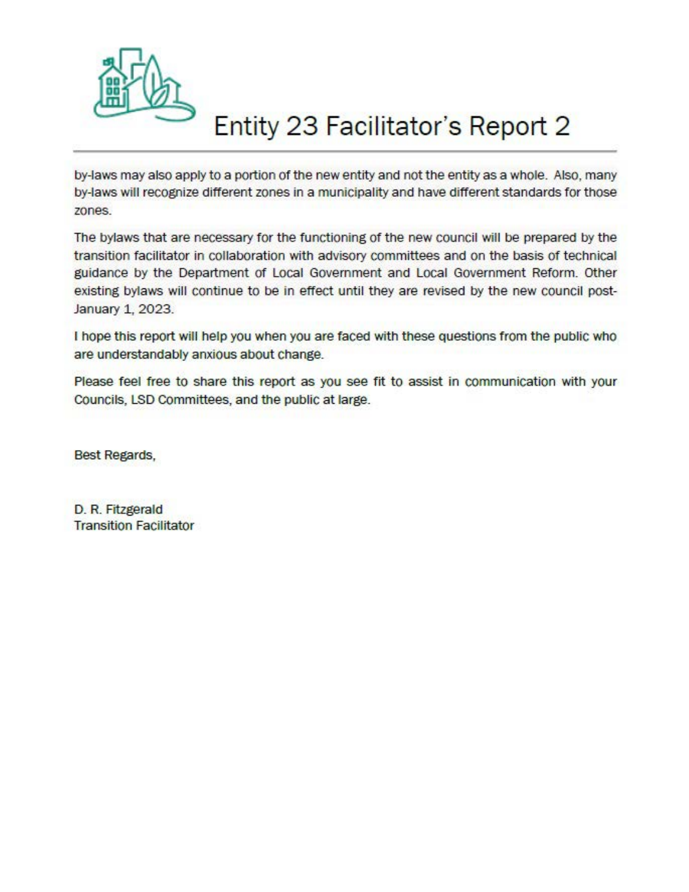by-laws may also apply to a portion of the new entity and not the entity as a whole. Also, many by-laws will recognize different zones in a municipality and have different standards for those zones.

The bylaws that are necessary for the functioning of the new council will be prepared by the transition facilitator in collaboration with advisory committees and on the basis of technical guidance by the Department of Local Government and Local Government Reform. Other existing bylaws will continue to be in effect until they are revised by the new council post-January 1, 2023.

I hope this report will help you when you are faced with these questions from the public who are understandably anxious about change.

Please feel free to share this report as you see fit to assist in communication with your Councils, LSD Committees, and the public at large.

Best Regards,

D. R. Fitzgerald
Transition Facilitator